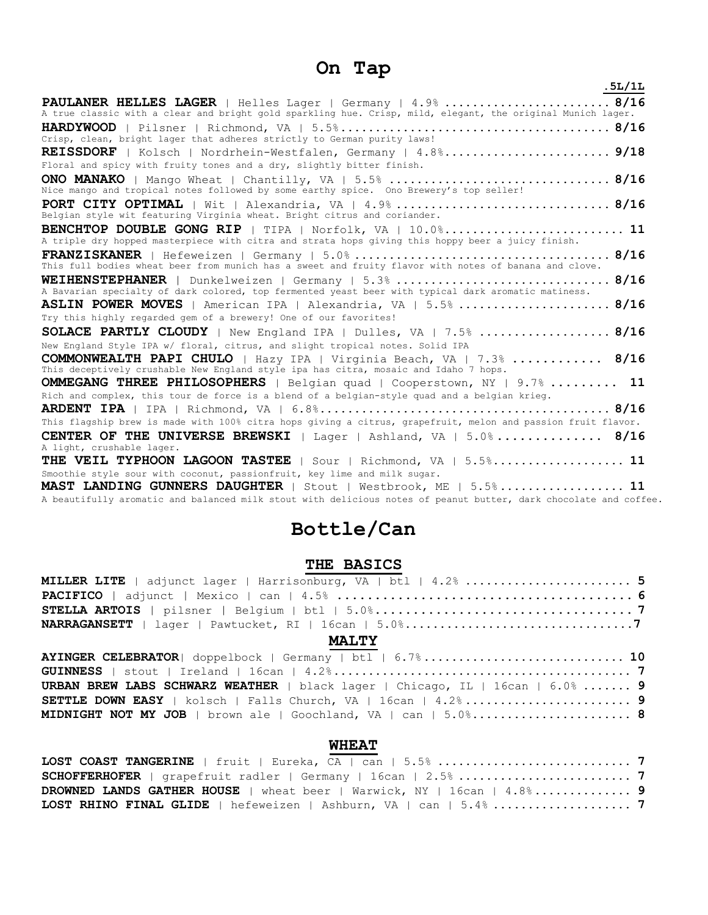# On Tap

.5L/1L

**PAULANER HELLES LAGER** | Helles Lager | Germany | 4.9% ........................ **8/16**
A true classic with a clear and bright gold sparkling hue. Crisp, mild, elegant, the original Munich lager.

**HARDYWOOD** | Pilsner | Richmond, VA | 5.5%........................................ **8/16**
Crisp, clean, bright lager that adheres strictly to German purity laws!

**REISSDORF** | Kolsch | Nordrhein-Westfalen, Germany | 4.8%......................... **9/18**
Floral and spicy with fruity tones and a dry, slightly bitter finish.

**ONO MANAKO** | Mango Wheat | Chantilly, VA | 5.5% ................................ **8/16**
Nice mango and tropical notes followed by some earthy spice. Ono Brewery's top seller!

**PORT CITY OPTIMAL** | Wit | Alexandria, VA | 4.9% ................................ **8/16**
Belgian style wit featuring Virginia wheat. Bright citrus and coriander.

**BENCHTOP DOUBLE GONG RIP** | TIPA | Norfolk, VA | 10.0%.......................... **11**
A triple dry hopped masterpiece with citra and strata hops giving this hoppy beer a juicy finish.

**FRANZISKANER** | Hefeweizen | Germany | 5.0% ..................................... **8/16**
This full bodies wheat beer from munich has a sweet and fruity flavor with notes of banana and clove.

**WEIHENSTEPHANER** | Dunkelweizen | Germany | 5.3% ............................... **8/16**
A Bavarian specialty of dark colored, top fermented yeast beer with typical dark aromatic matiness.

**ASLIN POWER MOVES** | American IPA | Alexandria, VA | 5.5% ...................... **8/16**
Try this highly regarded gem of a brewery! One of our favorites!

**SOLACE PARTLY CLOUDY** | New England IPA | Dulles, VA | 7.5% ................... **8/16**
New England Style IPA w/ floral, citrus, and slight tropical notes. Solid IPA

**COMMONWEALTH PAPI CHULO** | Hazy IPA | Virginia Beach, VA | 7.3% ............ **8/16**
This deceptively crushable New England style ipa has citra, mosaic and Idaho 7 hops.

**OMMEGANG THREE PHILOSOPHERS** | Belgian quad | Cooperstown, NY | 9.7% ......... **11**
Rich and complex, this tour de force is a blend of a belgian-style quad and a belgian krieg.

**ARDENT IPA** | IPA | Richmond, VA | 6.8%......................................... **8/16**
This flagship brew is made with 100% citra hops giving a citrus, grapefruit, melon and passion fruit flavor.

**CENTER OF THE UNIVERSE BREWSKI** | Lager | Ashland, VA | 5.0% .............. **8/16**
A light, crushable lager.

**THE VEIL TYPHOON LAGOON TASTEE** | Sour | Richmond, VA | 5.5%................... **11**
Smoothie style sour with coconut, passionfruit, key lime and milk sugar.

**MAST LANDING GUNNERS DAUGHTER** | Stout | Westbrook, ME | 5.5%.................. **11**
A beautifully aromatic and balanced milk stout with delicious notes of peanut butter, dark chocolate and coffee.

# Bottle/Can

## THE BASICS

**MILLER LITE** | adjunct lager | Harrisonburg, VA | btl | 4.2% ........................ **5**
**PACIFICO** | adjunct | Mexico | can | 4.5% ........................................ **6**
**STELLA ARTOIS** | pilsner | Belgium | btl | 5.0%................................... **7**
**NARRAGANSETT** | lager | Pawtucket, RI | 16can | 5.0%................................**7**

## MALTY

**AYINGER CELEBRATOR**| doppelbock | Germany | btl | 6.7%............................ **10**
**GUINNESS** | stout | Ireland | 16can | 4.2%.......................................... **7**
**URBAN BREW LABS SCHWARZ WEATHER** | black lager | Chicago, IL | 16can | 6.0% ....... **9**
**SETTLE DOWN EASY** | kolsch | Falls Church, VA | 16can | 4.2%........................ **9**
**MIDNIGHT NOT MY JOB** | brown ale | Goochland, VA | can | 5.0%....................... **8**

## WHEAT

**LOST COAST TANGERINE** | fruit | Eureka, CA | can | 5.5% ........................... **7**
**SCHOFFERHOFER** | grapefruit radler | Germany | 16can | 2.5% ........................ **7**
**DROWNED LANDS GATHER HOUSE** | wheat beer | Warwick, NY | 16can | 4.8%.............. **9**
**LOST RHINO FINAL GLIDE** | hefeweizen | Ashburn, VA | can | 5.4% ................... **7**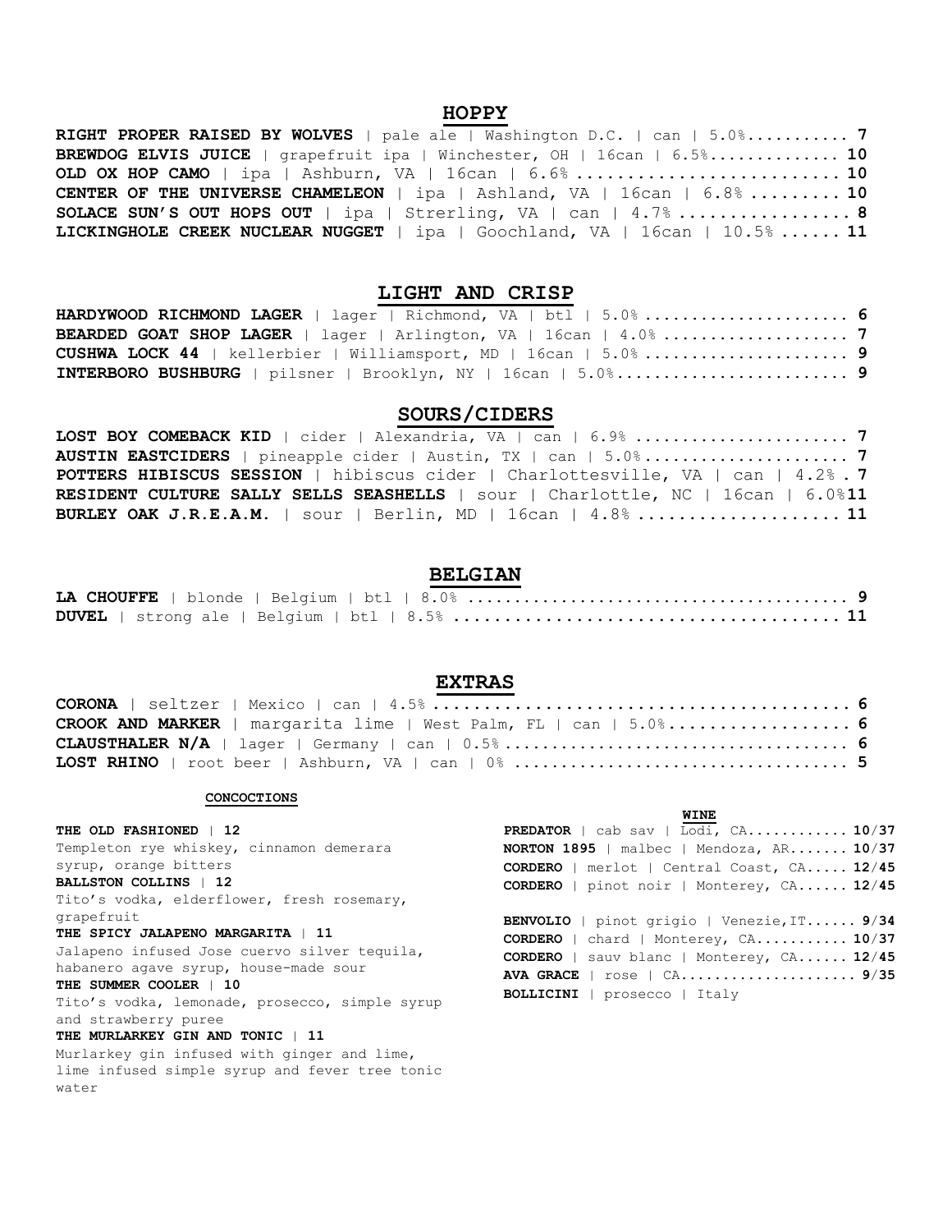## HOPPY

**RIGHT PROPER RAISED BY WOLVES** | pale ale | Washington D.C. | can | 5.0%........... **7**
**BREWDOG ELVIS JUICE** | grapefruit ipa | Winchester, OH | 16can | 6.5%............. **10**
**OLD OX HOP CAMO** | ipa | Ashburn, VA | 16can | 6.6% .......................... **10**
**CENTER OF THE UNIVERSE CHAMELEON** | ipa | Ashland, VA | 16can | 6.8% ......... **10**
**SOLACE SUN'S OUT HOPS OUT** | ipa | Strerling, VA | can | 4.7% ................. **8**
**LICKINGHOLE CREEK NUCLEAR NUGGET** | ipa | Goochland, VA | 16can | 10.5% ...... **11**

## LIGHT AND CRISP

**HARDYWOOD RICHMOND LAGER** | lager | Richmond, VA | btl | 5.0% ...................... **6**
**BEARDED GOAT SHOP LAGER** | lager | Arlington, VA | 16can | 4.0% ................... **7**
**CUSHWA LOCK 44** | kellerbier | Williamsport, MD | 16can | 5.0% ...................... **9**
**INTERBORO BUSHBURG** | pilsner | Brooklyn, NY | 16can | 5.0%......................... **9**

## SOURS/CIDERS

**LOST BOY COMEBACK KID** | cider | Alexandria, VA | can | 6.9% ...................... **7**
**AUSTIN EASTCIDERS** | pineapple cider | Austin, TX | can | 5.0%...................... **7**
**POTTERS HIBISCUS SESSION** | hibiscus cider | Charlottesville, VA | can | 4.2% . **7**
**RESIDENT CULTURE SALLY SELLS SEASHELLS** | sour | Charlottle, NC | 16can | 6.0% **11**
**BURLEY OAK J.R.E.A.M.** | sour | Berlin, MD | 16can | 4.8% .................... **11**

## BELGIAN

**LA CHOUFFE** | blonde | Belgium | btl | 8.0% ........................................ **9**
**DUVEL** | strong ale | Belgium | btl | 8.5% ...................................... **11**

## EXTRAS

**CORONA** | seltzer | Mexico | can | 4.5% ......................................... **6**
**CROOK AND MARKER** | margarita lime | West Palm, FL | can | 5.0%.................. **6**
**CLAUSTHALER N/A** | lager | Germany | can | 0.5%..................................... **6**
**LOST RHINO** | root beer | Ashburn, VA | can | 0% ................................... **5**

### CONCOCTIONS

**THE OLD FASHIONED** | **12**
Templeton rye whiskey, cinnamon demerara syrup, orange bitters

**BALLSTON COLLINS** | **12**
Tito's vodka, elderflower, fresh rosemary, grapefruit

**THE SPICY JALAPENO MARGARITA** | **11**
Jalapeno infused Jose cuervo silver tequila, habanero agave syrup, house-made sour

**THE SUMMER COOLER** | **10**
Tito's vodka, lemonade, prosecco, simple syrup and strawberry puree

**THE MURLARKEY GIN AND TONIC** | **11**
Murlarkey gin infused with ginger and lime, lime infused simple syrup and fever tree tonic water

### WINE

**PREDATOR** | cab sav | Lodi, CA........... **10/37**
**NORTON 1895** | malbec | Mendoza, AR....... **10/37**
**CORDERO** | merlot | Central Coast, CA..... **12/45**
**CORDERO** | pinot noir | Monterey, CA...... **12/45**

**BENVOLIO** | pinot grigio | Venezie,IT...... **9/34**
**CORDERO** | chard | Monterey, CA........... **10/37**
**CORDERO** | sauv blanc | Monterey, CA...... **12/45**
**AVA GRACE** | rose | CA..................... **9/35**
**BOLLICINI** | prosecco | Italy